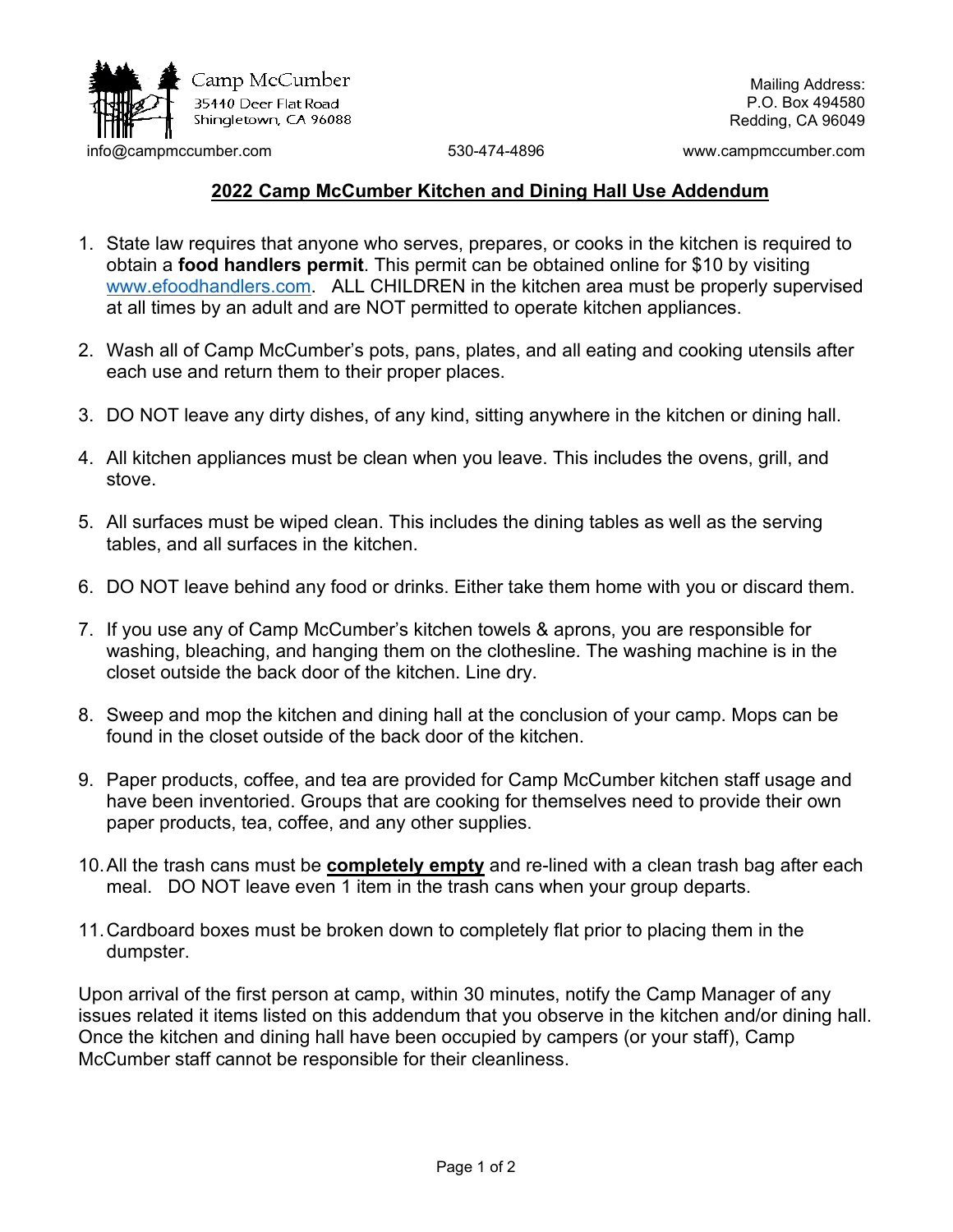Camp McCumber
35440 Deer Flat Road
Shingletown, CA 96088

Mailing Address:
P.O. Box 494580
Redding, CA 96049

info@campmccumber.com 530-474-4896 www.campmccumber.com

## 2022 Camp McCumber Kitchen and Dining Hall Use Addendum

1. State law requires that anyone who serves, prepares, or cooks in the kitchen is required to obtain a **food handlers permit**. This permit can be obtained online for $10 by visiting www.efoodhandlers.com. ALL CHILDREN in the kitchen area must be properly supervised at all times by an adult and are NOT permitted to operate kitchen appliances.

2. Wash all of Camp McCumber's pots, pans, plates, and all eating and cooking utensils after each use and return them to their proper places.

3. DO NOT leave any dirty dishes, of any kind, sitting anywhere in the kitchen or dining hall.

4. All kitchen appliances must be clean when you leave. This includes the ovens, grill, and stove.

5. All surfaces must be wiped clean. This includes the dining tables as well as the serving tables, and all surfaces in the kitchen.

6. DO NOT leave behind any food or drinks. Either take them home with you or discard them.

7. If you use any of Camp McCumber's kitchen towels & aprons, you are responsible for washing, bleaching, and hanging them on the clothesline. The washing machine is in the closet outside the back door of the kitchen. Line dry.

8. Sweep and mop the kitchen and dining hall at the conclusion of your camp. Mops can be found in the closet outside of the back door of the kitchen.

9. Paper products, coffee, and tea are provided for Camp McCumber kitchen staff usage and have been inventoried. Groups that are cooking for themselves need to provide their own paper products, tea, coffee, and any other supplies.

10. All the trash cans must be **completely empty** and re-lined with a clean trash bag after each meal. DO NOT leave even 1 item in the trash cans when your group departs.

11. Cardboard boxes must be broken down to completely flat prior to placing them in the dumpster.

Upon arrival of the first person at camp, within 30 minutes, notify the Camp Manager of any issues related it items listed on this addendum that you observe in the kitchen and/or dining hall. Once the kitchen and dining hall have been occupied by campers (or your staff), Camp McCumber staff cannot be responsible for their cleanliness.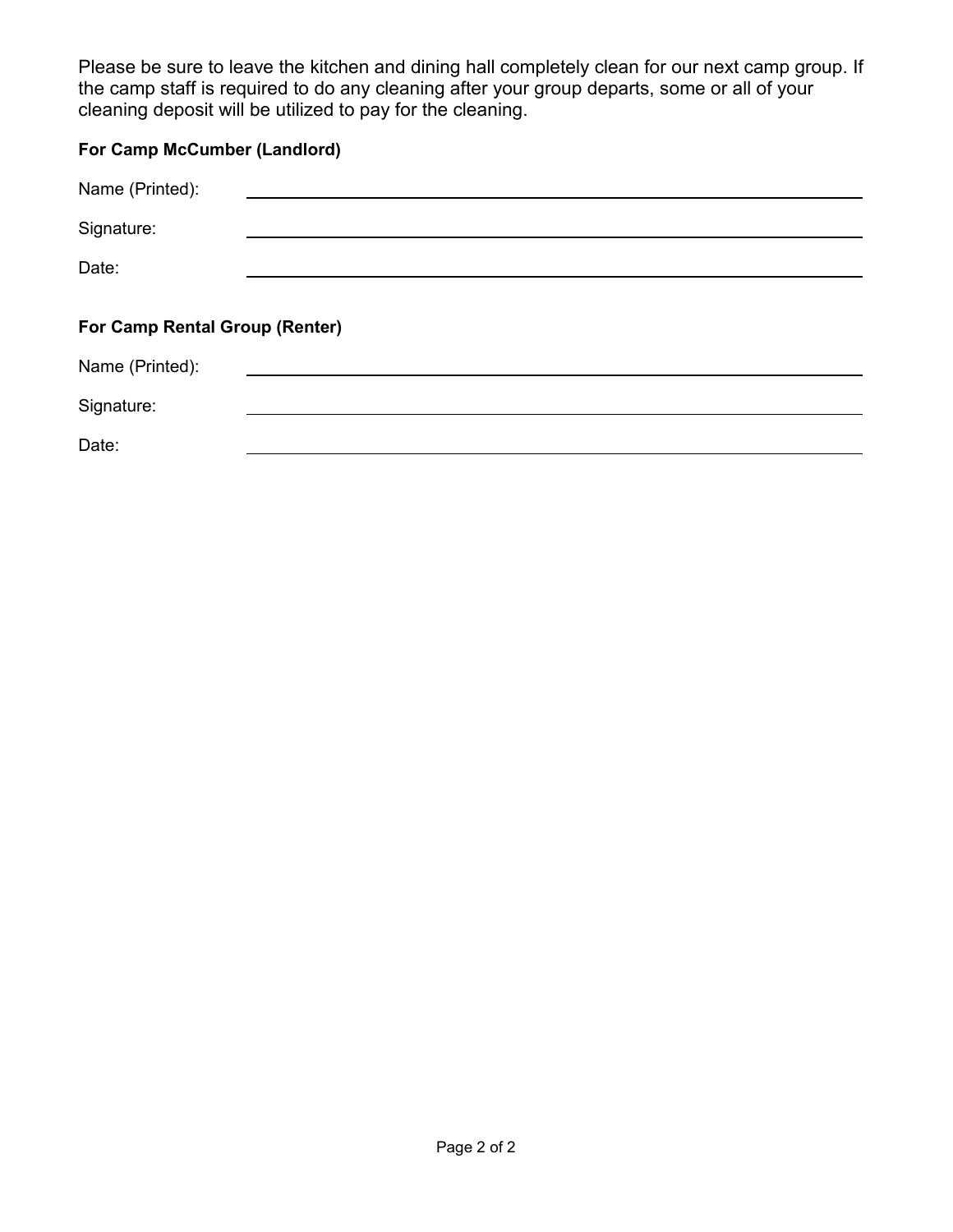Please be sure to leave the kitchen and dining hall completely clean for our next camp group. If the camp staff is required to do any cleaning after your group departs, some or all of your cleaning deposit will be utilized to pay for the cleaning.

**For Camp McCumber (Landlord)**

Name (Printed): ______________________________

Signature: ______________________________

Date: ______________________________

**For Camp Rental Group (Renter)**

Name (Printed): ______________________________

Signature: ______________________________

Date: ______________________________